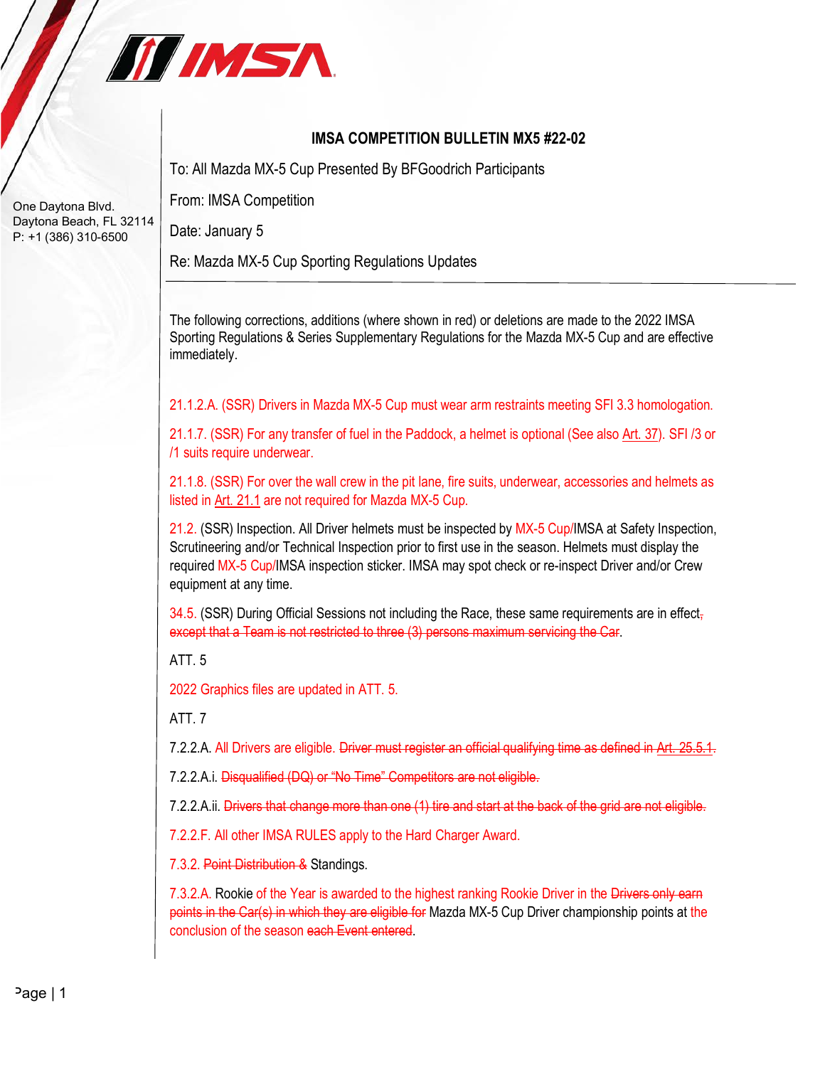IMSA

One Daytona Blvd.
Daytona Beach, FL 32114
P: +1 (386) 310-6500

## IMSA COMPETITION BULLETIN MX5 #22-02

To: All Mazda MX-5 Cup Presented By BFGoodrich Participants

From: IMSA Competition

Date: January 5

Re: Mazda MX-5 Cup Sporting Regulations Updates

---

The following corrections, additions (where shown in red) or deletions are made to the 2022 IMSA Sporting Regulations & Series Supplementary Regulations for the Mazda MX-5 Cup and are effective immediately.

21.1.2.A. (SSR) Drivers in Mazda MX-5 Cup must wear arm restraints meeting SFI 3.3 homologation.

21.1.7. (SSR) For any transfer of fuel in the Paddock, a helmet is optional (See also Art. 37). SFI /3 or /1 suits require underwear.

21.1.8. (SSR) For over the wall crew in the pit lane, fire suits, underwear, accessories and helmets as listed in Art. 21.1 are not required for Mazda MX-5 Cup.

21.2. (SSR) Inspection. All Driver helmets must be inspected by MX-5 Cup/IMSA at Safety Inspection, Scrutineering and/or Technical Inspection prior to first use in the season. Helmets must display the required MX-5 Cup/IMSA inspection sticker. IMSA may spot check or re-inspect Driver and/or Crew equipment at any time.

34.5. (SSR) During Official Sessions not including the Race, these same requirements are in effect~~, except that a Team is not restricted to three (3) persons maximum servicing the Car~~.

ATT. 5

2022 Graphics files are updated in ATT. 5.

ATT. 7

7.2.2.A. All Drivers are eligible. ~~Driver must register an official qualifying time as defined in Art. 25.5.1.~~

7.2.2.A.i. ~~Disqualified (DQ) or "No Time" Competitors are not eligible.~~

7.2.2.A.ii. ~~Drivers that change more than one (1) tire and start at the back of the grid are not eligible.~~

7.2.2.F. All other IMSA RULES apply to the Hard Charger Award.

7.3.2. ~~Point Distribution &~~ Standings.

7.3.2.A. Rookie of the Year is awarded to the highest ranking Rookie Driver in the ~~Drivers only earn points in the Car(s) in which they are eligible for~~ Mazda MX-5 Cup Driver championship points at the conclusion of the season ~~each Event entered~~.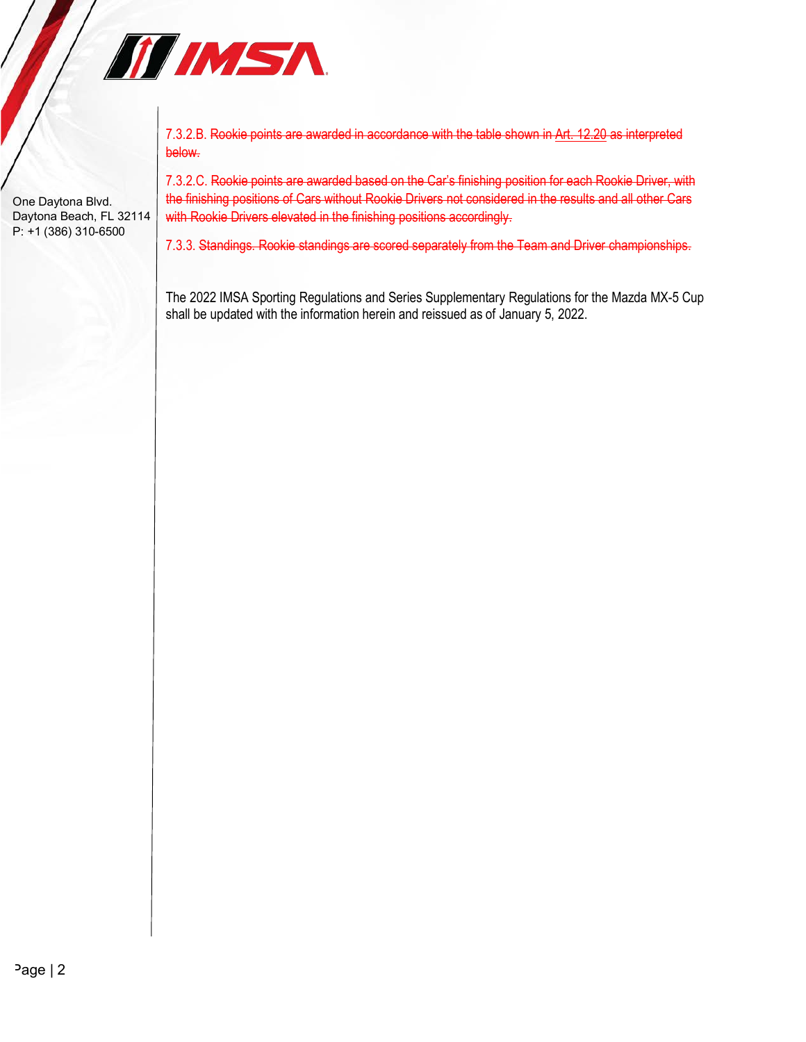7.3.2.B. ~~Rookie points are awarded in accordance with the table shown in Art. 12.20 as interpreted below.~~

7.3.2.C. ~~Rookie points are awarded based on the Car's finishing position for each Rookie Driver, with the finishing positions of Cars without Rookie Drivers not considered in the results and all other Cars with Rookie Drivers elevated in the finishing positions accordingly.~~

7.3.3. ~~Standings. Rookie standings are scored separately from the Team and Driver championships.~~

The 2022 IMSA Sporting Regulations and Series Supplementary Regulations for the Mazda MX-5 Cup shall be updated with the information herein and reissued as of January 5, 2022.